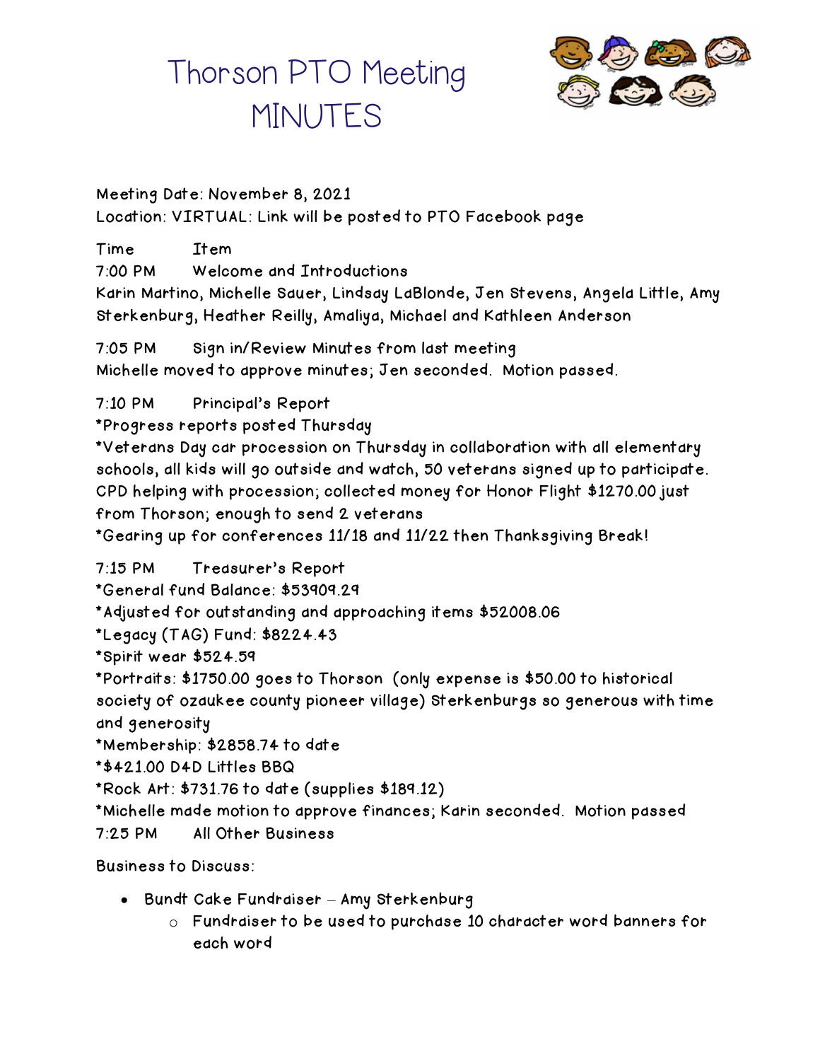# Thorson PTO Meeting MINUTES

Meeting Date: November 8, 2021
Location: VIRTUAL: Link will be posted to PTO Facebook page

Time Item

7:00 PM Welcome and Introductions
Karin Martino, Michelle Sauer, Lindsay LaBlonde, Jen Stevens, Angela Little, Amy Sterkenburg, Heather Reilly, Amaliya, Michael and Kathleen Anderson

7:05 PM Sign in/Review Minutes from last meeting
Michelle moved to approve minutes; Jen seconded. Motion passed.

7:10 PM Principal's Report
*Progress reports posted Thursday
*Veterans Day car procession on Thursday in collaboration with all elementary schools, all kids will go outside and watch, 50 veterans signed up to participate. CPD helping with procession; collected money for Honor Flight $1270.00 just from Thorson; enough to send 2 veterans
*Gearing up for conferences 11/18 and 11/22 then Thanksgiving Break!

7:15 PM Treasurer's Report
*General fund Balance: $53909.29
*Adjusted for outstanding and approaching items $52008.06
*Legacy (TAG) Fund: $8224.43
*Spirit wear $524.59
*Portraits: $1750.00 goes to Thorson (only expense is $50.00 to historical society of ozaukee county pioneer village) Sterkenburgs so generous with time and generosity
*Membership: $2858.74 to date
*$421.00 D4D Littles BBQ
*Rock Art: $731.76 to date (supplies $189.12)
*Michelle made motion to approve finances; Karin seconded. Motion passed
7:25 PM All Other Business

Business to Discuss:

- Bundt Cake Fundraiser – Amy Sterkenburg
  - Fundraiser to be used to purchase 10 character word banners for each word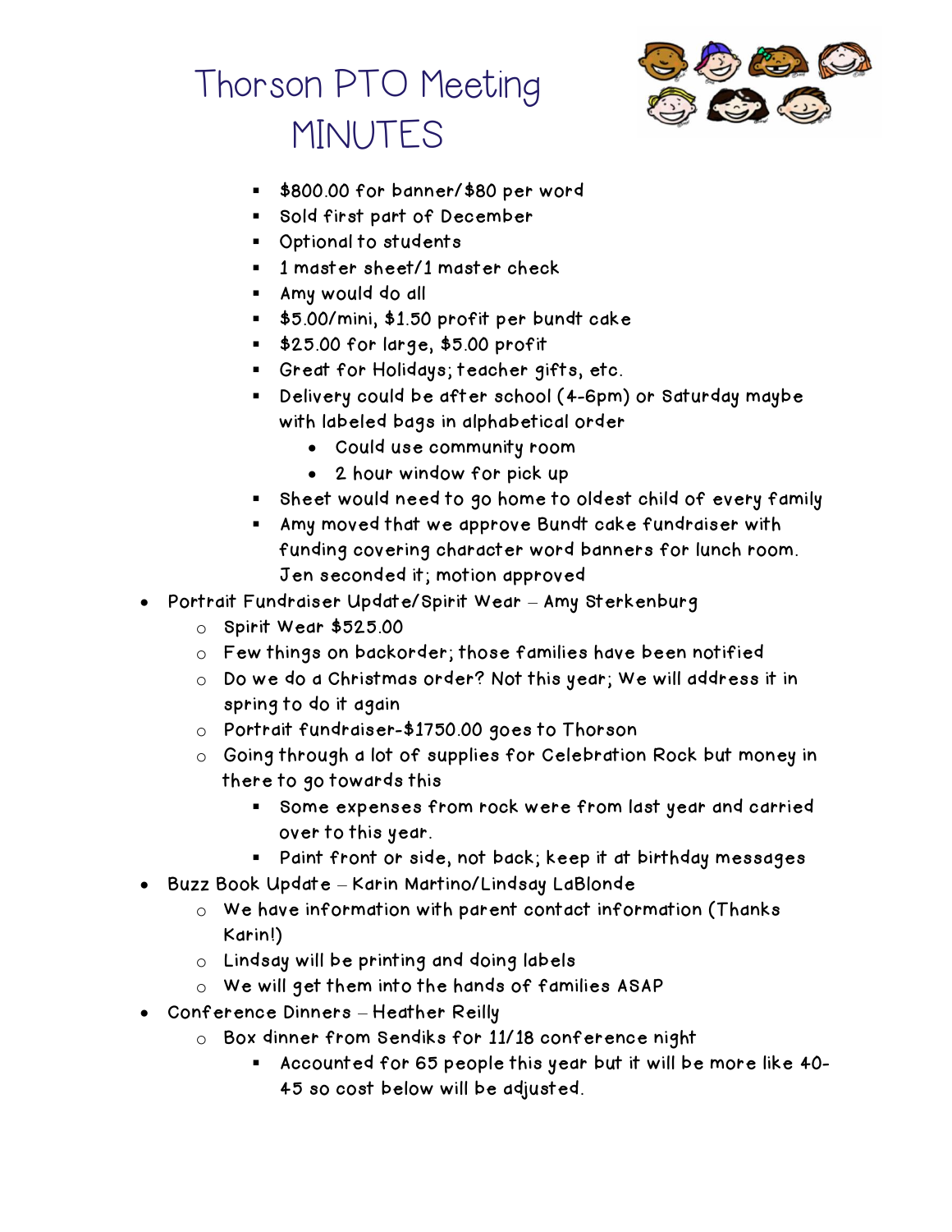# Thorson PTO Meeting MINUTES

        - $800.00 for banner/$80 per word
        - Sold first part of December
        - Optional to students
        - 1 master sheet/1 master check
        - Amy would do all
        - $5.00/mini, $1.50 profit per bundt cake
        - $25.00 for large, $5.00 profit
        - Great for Holidays; teacher gifts, etc.
        - Delivery could be after school (4-6pm) or Saturday maybe with labeled bags in alphabetical order
            - Could use community room
            - 2 hour window for pick up
        - Sheet would need to go home to oldest child of every family
        - Amy moved that we approve Bundt cake fundraiser with funding covering character word banners for lunch room. Jen seconded it; motion approved

- Portrait Fundraiser Update/Spirit Wear – Amy Sterkenburg
    - Spirit Wear $525.00
    - Few things on backorder; those families have been notified
    - Do we do a Christmas order? Not this year; We will address it in spring to do it again
    - Portrait fundraiser-$1750.00 goes to Thorson
    - Going through a lot of supplies for Celebration Rock but money in there to go towards this
        - Some expenses from rock were from last year and carried over to this year.
        - Paint front or side, not back; keep it at birthday messages
- Buzz Book Update – Karin Martino/Lindsay LaBlonde
    - We have information with parent contact information (Thanks Karin!)
    - Lindsay will be printing and doing labels
    - We will get them into the hands of families ASAP
- Conference Dinners – Heather Reilly
    - Box dinner from Sendiks for 11/18 conference night
        - Accounted for 65 people this year but it will be more like 40-45 so cost below will be adjusted.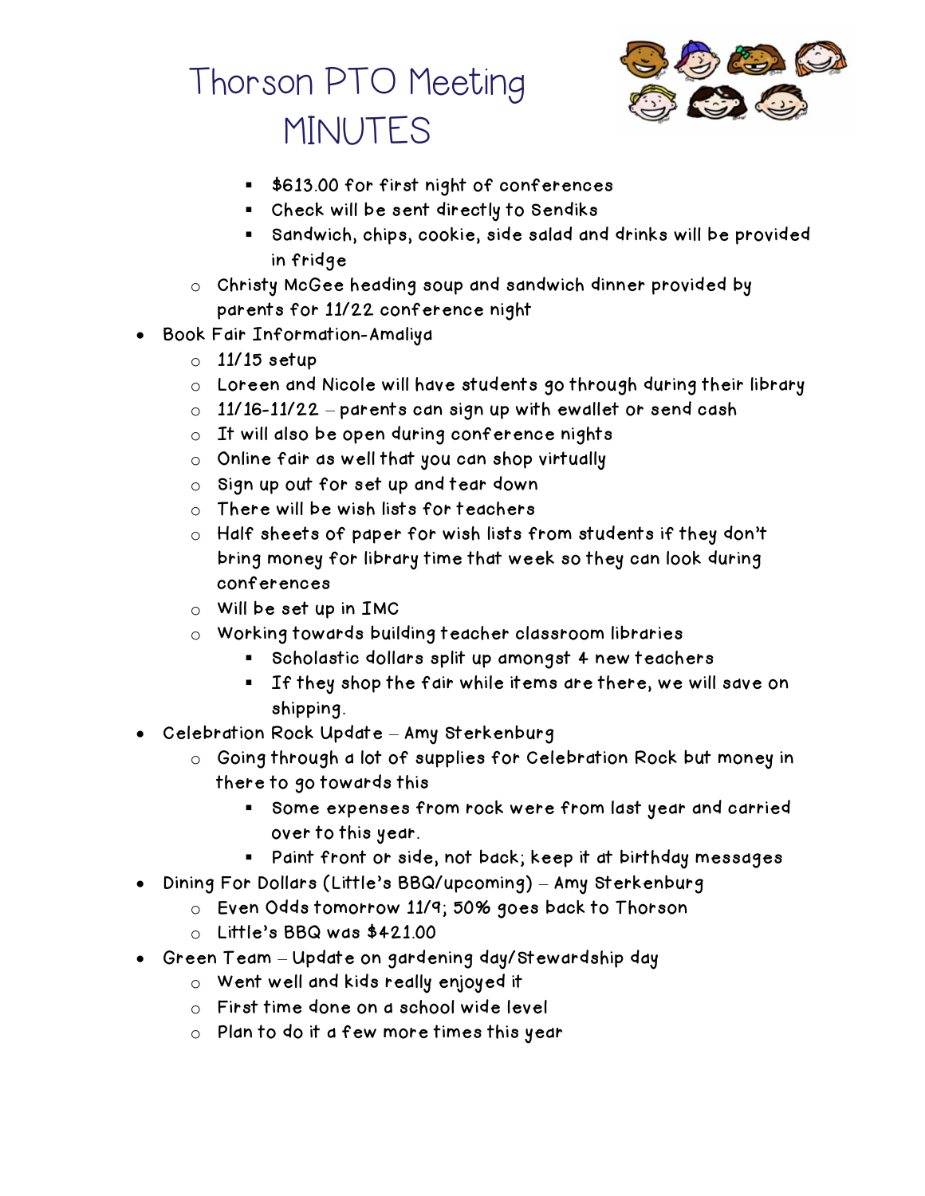# Thorson PTO Meeting MINUTES

        - $613.00 for first night of conferences
        - Check will be sent directly to Sendiks
        - Sandwich, chips, cookie, side salad and drinks will be provided in fridge
    - Christy McGee heading soup and sandwich dinner provided by parents for 11/22 conference night
- Book Fair Information-Amaliya
    - 11/15 setup
    - Loreen and Nicole will have students go through during their library
    - 11/16-11/22 – parents can sign up with ewallet or send cash
    - It will also be open during conference nights
    - Online fair as well that you can shop virtually
    - Sign up out for set up and tear down
    - There will be wish lists for teachers
    - Half sheets of paper for wish lists from students if they don't bring money for library time that week so they can look during conferences
    - Will be set up in IMC
    - Working towards building teacher classroom libraries
        - Scholastic dollars split up amongst 4 new teachers
        - If they shop the fair while items are there, we will save on shipping.
- Celebration Rock Update – Amy Sterkenburg
    - Going through a lot of supplies for Celebration Rock but money in there to go towards this
        - Some expenses from rock were from last year and carried over to this year.
        - Paint front or side, not back; keep it at birthday messages
- Dining For Dollars (Little's BBQ/upcoming) – Amy Sterkenburg
    - Even Odds tomorrow 11/9; 50% goes back to Thorson
    - Little's BBQ was $421.00
- Green Team – Update on gardening day/Stewardship day
    - Went well and kids really enjoyed it
    - First time done on a school wide level
    - Plan to do it a few more times this year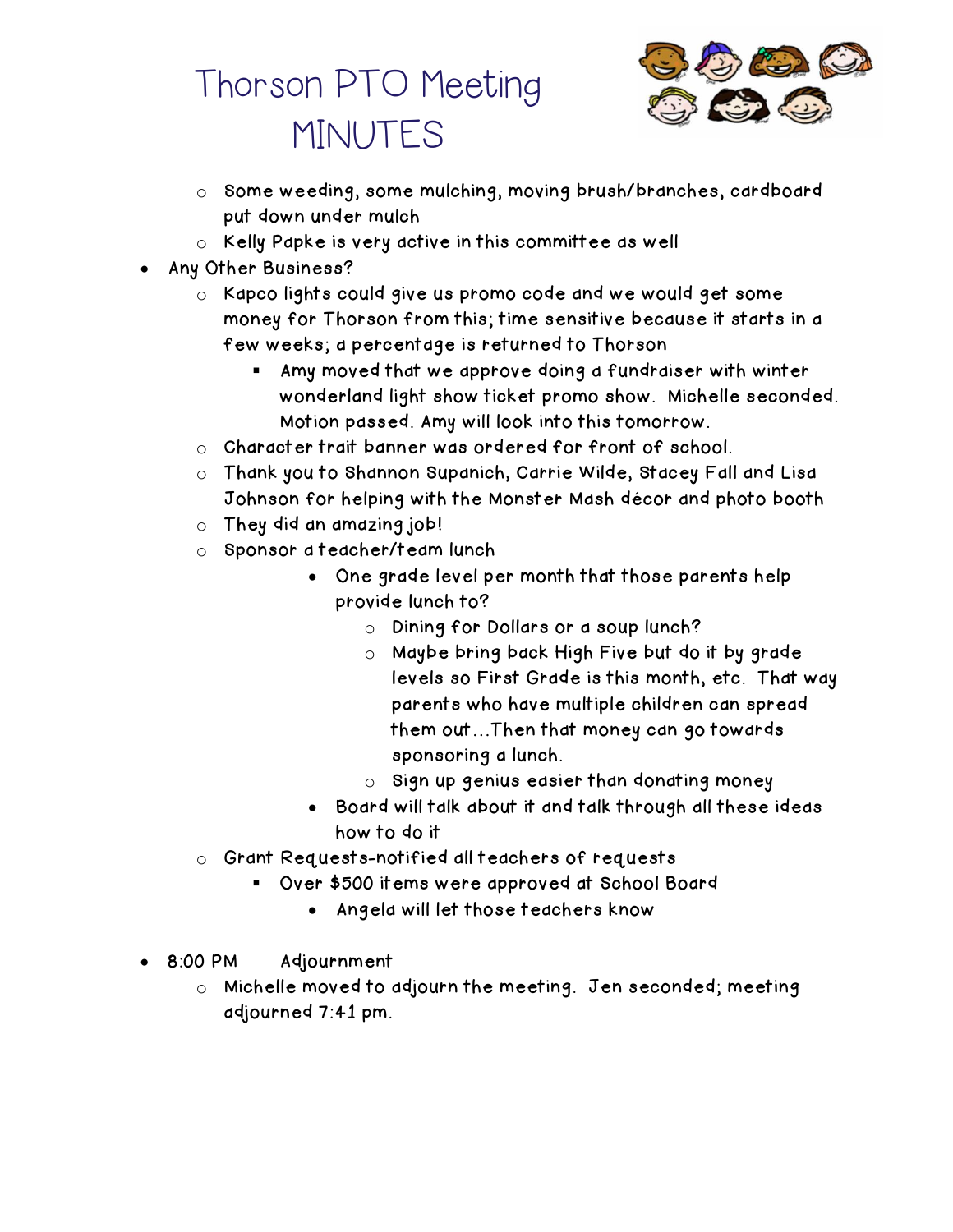# Thorson PTO Meeting MINUTES

  - Some weeding, some mulching, moving brush/branches, cardboard put down under mulch
  - Kelly Papke is very active in this committee as well
- Any Other Business?
  - Kapco lights could give us promo code and we would get some money for Thorson from this; time sensitive because it starts in a few weeks; a percentage is returned to Thorson
    - Amy moved that we approve doing a fundraiser with winter wonderland light show ticket promo show. Michelle seconded. Motion passed. Amy will look into this tomorrow.
  - Character trait banner was ordered for front of school.
  - Thank you to Shannon Supanich, Carrie Wilde, Stacey Fall and Lisa Johnson for helping with the Monster Mash décor and photo booth
  - They did an amazing job!
  - Sponsor a teacher/team lunch
    - One grade level per month that those parents help provide lunch to?
      - Dining for Dollars or a soup lunch?
      - Maybe bring back High Five but do it by grade levels so First Grade is this month, etc. That way parents who have multiple children can spread them out…Then that money can go towards sponsoring a lunch.
      - Sign up genius easier than donating money
    - Board will talk about it and talk through all these ideas how to do it
  - Grant Requests-notified all teachers of requests
    - Over $500 items were approved at School Board
      - Angela will let those teachers know

- 8:00 PM Adjournment
  - Michelle moved to adjourn the meeting. Jen seconded; meeting adjourned 7:41 pm.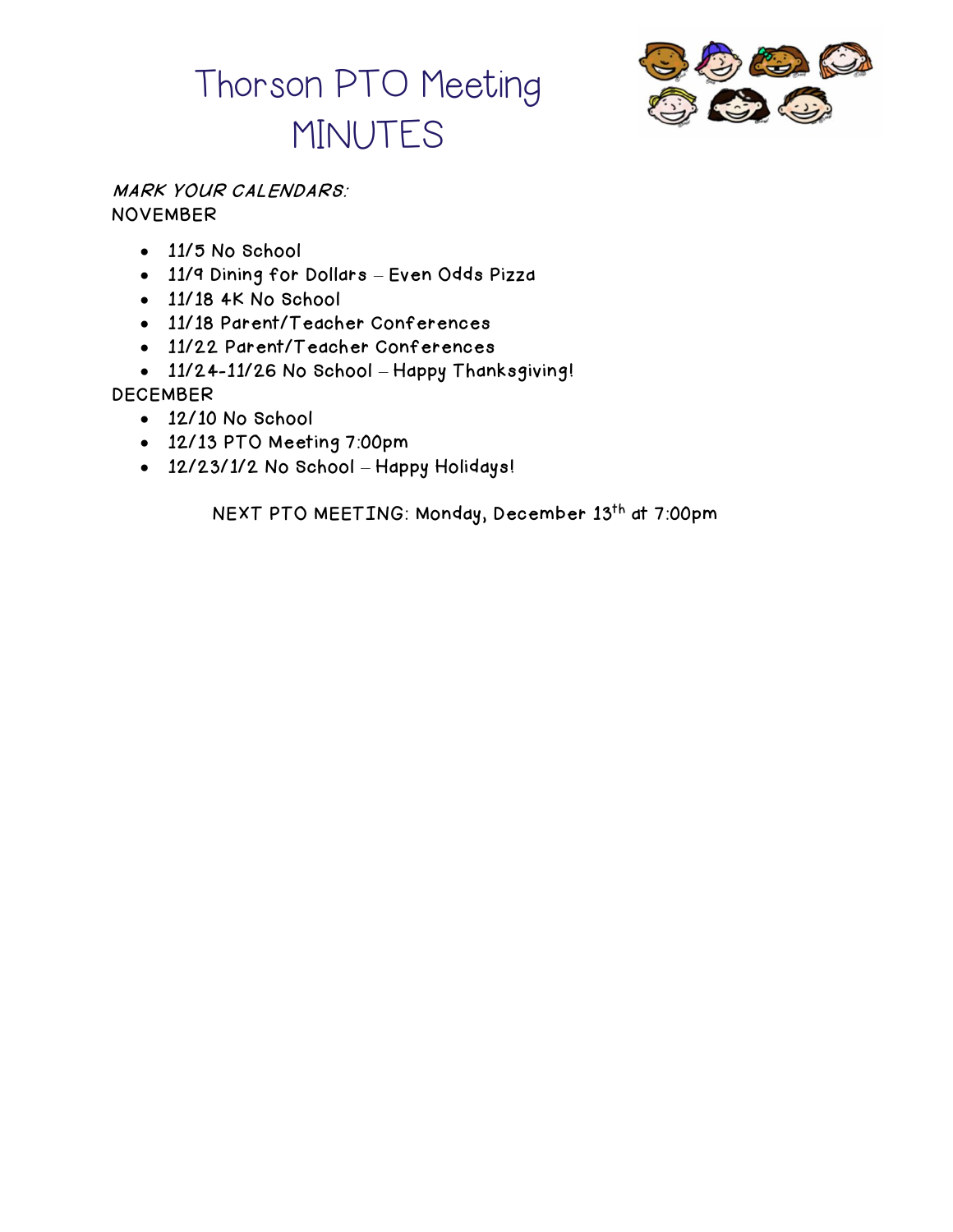# Thorson PTO Meeting MINUTES

***MARK YOUR CALENDARS:***

NOVEMBER

- 11/5 No School
- 11/9 Dining for Dollars – Even Odds Pizza
- 11/18 4K No School
- 11/18 Parent/Teacher Conferences
- 11/22 Parent/Teacher Conferences
- 11/24-11/26 No School – Happy Thanksgiving!

DECEMBER

- 12/10 No School
- 12/13 PTO Meeting 7:00pm
- 12/23/1/2 No School – Happy Holidays!

NEXT PTO MEETING: Monday, December 13th at 7:00pm